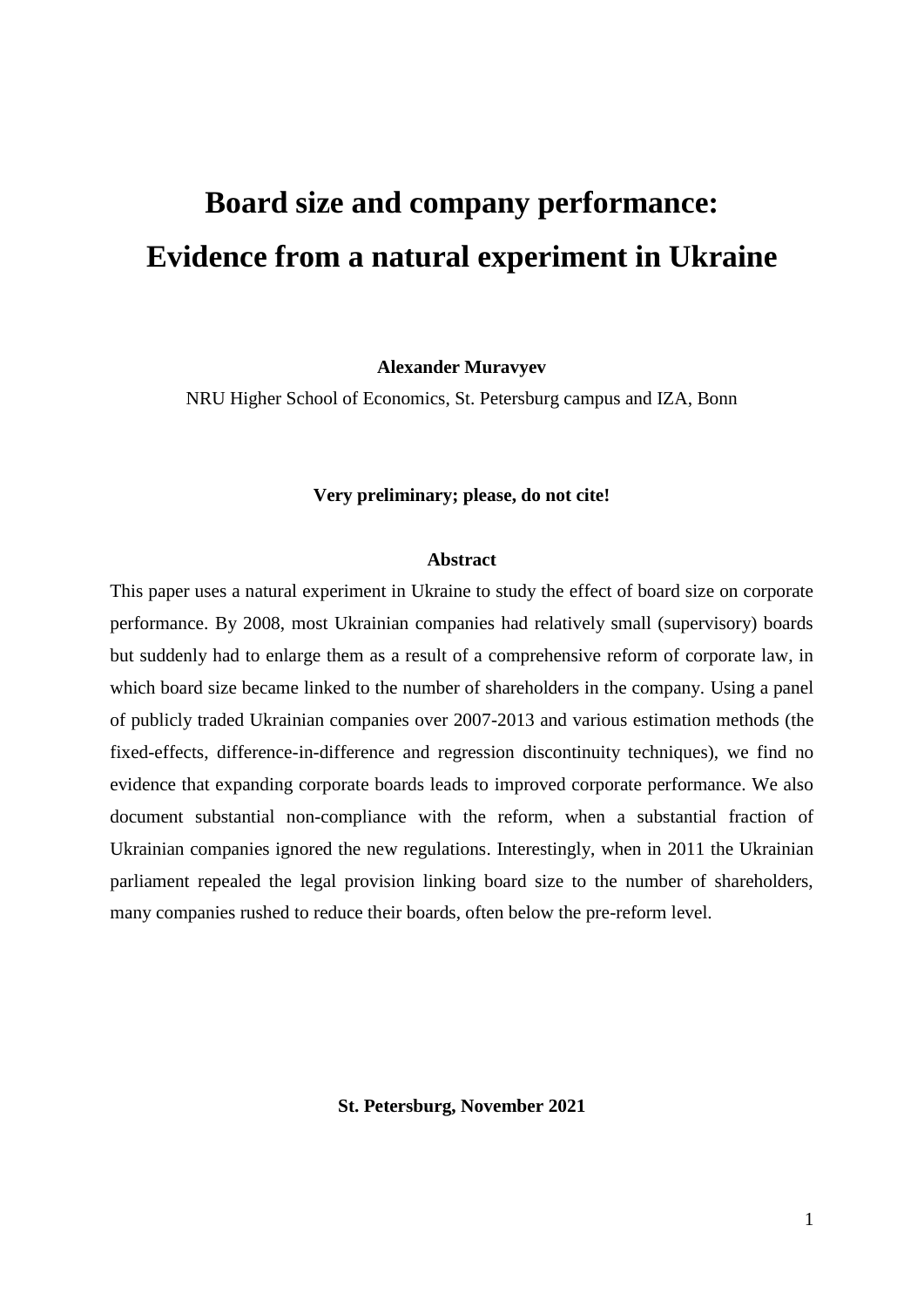# Board size and company performance: Evidence from a natural experiment in Ukraine

**Alexander Muravyev**

NRU Higher School of Economics, St. Petersburg campus and IZA, Bonn

**Very preliminary; please, do not cite!**

**Abstract**

This paper uses a natural experiment in Ukraine to study the effect of board size on corporate performance. By 2008, most Ukrainian companies had relatively small (supervisory) boards but suddenly had to enlarge them as a result of a comprehensive reform of corporate law, in which board size became linked to the number of shareholders in the company. Using a panel of publicly traded Ukrainian companies over 2007-2013 and various estimation methods (the fixed-effects, difference-in-difference and regression discontinuity techniques), we find no evidence that expanding corporate boards leads to improved corporate performance. We also document substantial non-compliance with the reform, when a substantial fraction of Ukrainian companies ignored the new regulations. Interestingly, when in 2011 the Ukrainian parliament repealed the legal provision linking board size to the number of shareholders, many companies rushed to reduce their boards, often below the pre-reform level.

**St. Petersburg, November 2021**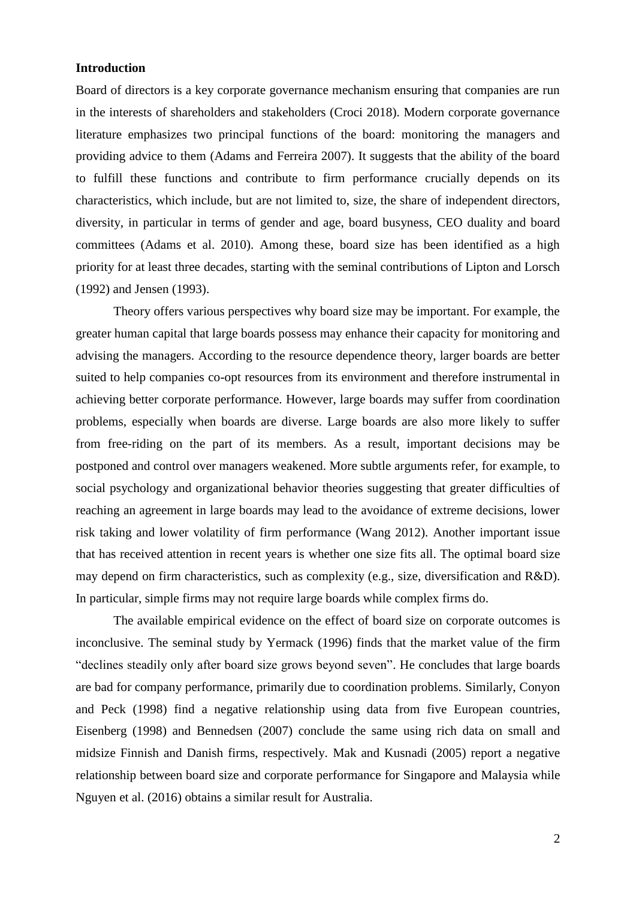**Introduction**

Board of directors is a key corporate governance mechanism ensuring that companies are run in the interests of shareholders and stakeholders (Croci 2018). Modern corporate governance literature emphasizes two principal functions of the board: monitoring the managers and providing advice to them (Adams and Ferreira 2007). It suggests that the ability of the board to fulfill these functions and contribute to firm performance crucially depends on its characteristics, which include, but are not limited to, size, the share of independent directors, diversity, in particular in terms of gender and age, board busyness, CEO duality and board committees (Adams et al. 2010). Among these, board size has been identified as a high priority for at least three decades, starting with the seminal contributions of Lipton and Lorsch (1992) and Jensen (1993).

Theory offers various perspectives why board size may be important. For example, the greater human capital that large boards possess may enhance their capacity for monitoring and advising the managers. According to the resource dependence theory, larger boards are better suited to help companies co-opt resources from its environment and therefore instrumental in achieving better corporate performance. However, large boards may suffer from coordination problems, especially when boards are diverse. Large boards are also more likely to suffer from free-riding on the part of its members. As a result, important decisions may be postponed and control over managers weakened. More subtle arguments refer, for example, to social psychology and organizational behavior theories suggesting that greater difficulties of reaching an agreement in large boards may lead to the avoidance of extreme decisions, lower risk taking and lower volatility of firm performance (Wang 2012). Another important issue that has received attention in recent years is whether one size fits all. The optimal board size may depend on firm characteristics, such as complexity (e.g., size, diversification and R&D). In particular, simple firms may not require large boards while complex firms do.

The available empirical evidence on the effect of board size on corporate outcomes is inconclusive. The seminal study by Yermack (1996) finds that the market value of the firm "declines steadily only after board size grows beyond seven". He concludes that large boards are bad for company performance, primarily due to coordination problems. Similarly, Conyon and Peck (1998) find a negative relationship using data from five European countries, Eisenberg (1998) and Bennedsen (2007) conclude the same using rich data on small and midsize Finnish and Danish firms, respectively. Mak and Kusnadi (2005) report a negative relationship between board size and corporate performance for Singapore and Malaysia while Nguyen et al. (2016) obtains a similar result for Australia.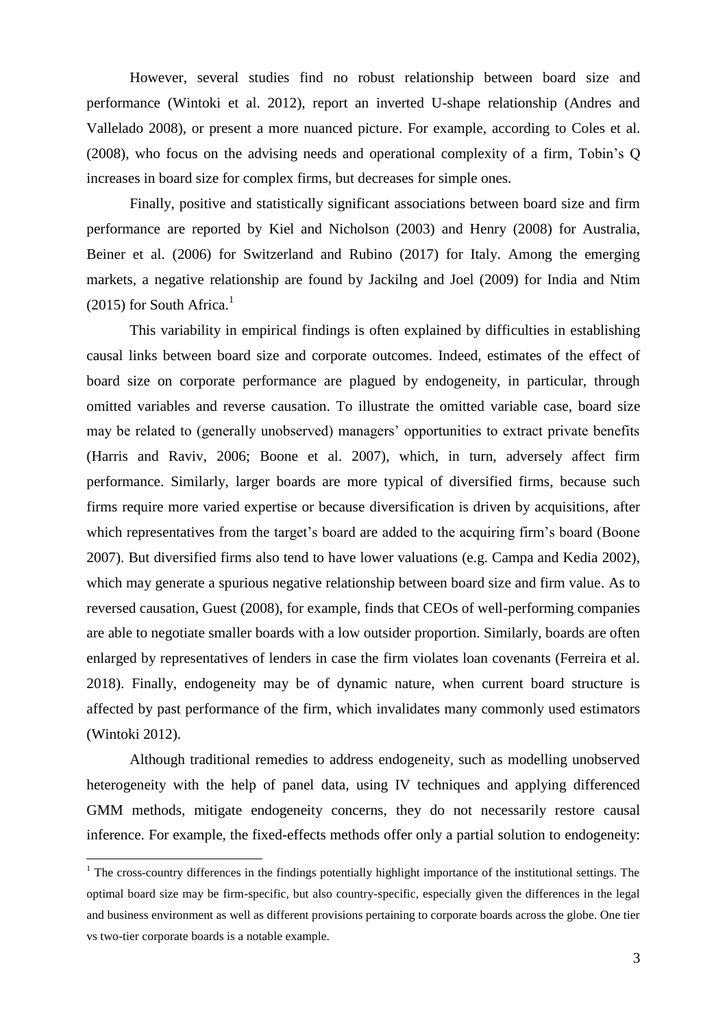However, several studies find no robust relationship between board size and performance (Wintoki et al. 2012), report an inverted U-shape relationship (Andres and Vallelado 2008), or present a more nuanced picture. For example, according to Coles et al. (2008), who focus on the advising needs and operational complexity of a firm, Tobin's Q increases in board size for complex firms, but decreases for simple ones.

Finally, positive and statistically significant associations between board size and firm performance are reported by Kiel and Nicholson (2003) and Henry (2008) for Australia, Beiner et al. (2006) for Switzerland and Rubino (2017) for Italy. Among the emerging markets, a negative relationship are found by Jackilng and Joel (2009) for India and Ntim (2015) for South Africa.[1]

This variability in empirical findings is often explained by difficulties in establishing causal links between board size and corporate outcomes. Indeed, estimates of the effect of board size on corporate performance are plagued by endogeneity, in particular, through omitted variables and reverse causation. To illustrate the omitted variable case, board size may be related to (generally unobserved) managers' opportunities to extract private benefits (Harris and Raviv, 2006; Boone et al. 2007), which, in turn, adversely affect firm performance. Similarly, larger boards are more typical of diversified firms, because such firms require more varied expertise or because diversification is driven by acquisitions, after which representatives from the target's board are added to the acquiring firm's board (Boone 2007). But diversified firms also tend to have lower valuations (e.g. Campa and Kedia 2002), which may generate a spurious negative relationship between board size and firm value. As to reversed causation, Guest (2008), for example, finds that CEOs of well-performing companies are able to negotiate smaller boards with a low outsider proportion. Similarly, boards are often enlarged by representatives of lenders in case the firm violates loan covenants (Ferreira et al. 2018). Finally, endogeneity may be of dynamic nature, when current board structure is affected by past performance of the firm, which invalidates many commonly used estimators (Wintoki 2012).

Although traditional remedies to address endogeneity, such as modelling unobserved heterogeneity with the help of panel data, using IV techniques and applying differenced GMM methods, mitigate endogeneity concerns, they do not necessarily restore causal inference. For example, the fixed-effects methods offer only a partial solution to endogeneity:

[1] The cross-country differences in the findings potentially highlight importance of the institutional settings. The optimal board size may be firm-specific, but also country-specific, especially given the differences in the legal and business environment as well as different provisions pertaining to corporate boards across the globe. One tier vs two-tier corporate boards is a notable example.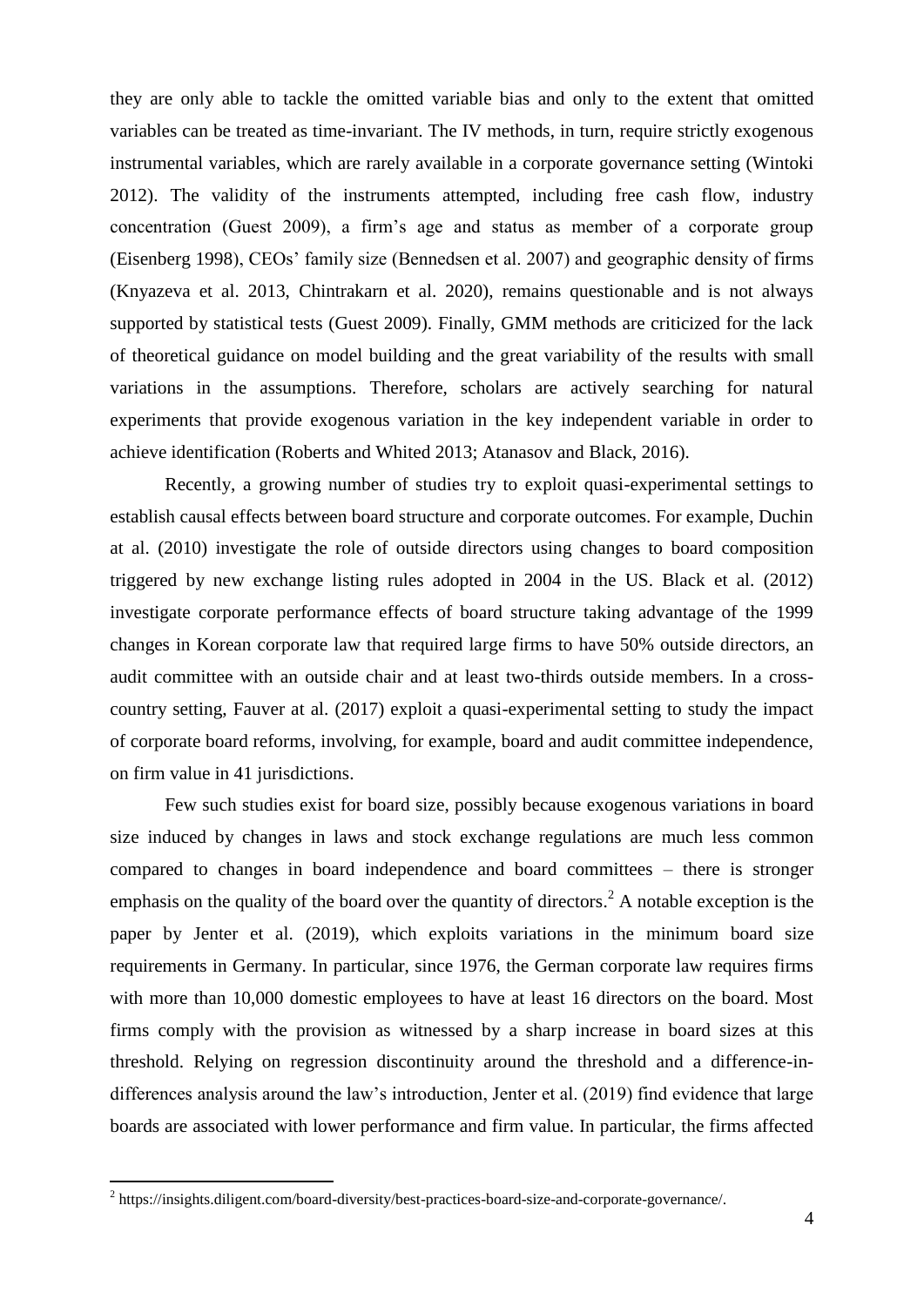they are only able to tackle the omitted variable bias and only to the extent that omitted variables can be treated as time-invariant. The IV methods, in turn, require strictly exogenous instrumental variables, which are rarely available in a corporate governance setting (Wintoki 2012). The validity of the instruments attempted, including free cash flow, industry concentration (Guest 2009), a firm's age and status as member of a corporate group (Eisenberg 1998), CEOs' family size (Bennedsen et al. 2007) and geographic density of firms (Knyazeva et al. 2013, Chintrakarn et al. 2020), remains questionable and is not always supported by statistical tests (Guest 2009). Finally, GMM methods are criticized for the lack of theoretical guidance on model building and the great variability of the results with small variations in the assumptions. Therefore, scholars are actively searching for natural experiments that provide exogenous variation in the key independent variable in order to achieve identification (Roberts and Whited 2013; Atanasov and Black, 2016).

Recently, a growing number of studies try to exploit quasi-experimental settings to establish causal effects between board structure and corporate outcomes. For example, Duchin at al. (2010) investigate the role of outside directors using changes to board composition triggered by new exchange listing rules adopted in 2004 in the US. Black et al. (2012) investigate corporate performance effects of board structure taking advantage of the 1999 changes in Korean corporate law that required large firms to have 50% outside directors, an audit committee with an outside chair and at least two-thirds outside members. In a cross-country setting, Fauver at al. (2017) exploit a quasi-experimental setting to study the impact of corporate board reforms, involving, for example, board and audit committee independence, on firm value in 41 jurisdictions.

Few such studies exist for board size, possibly because exogenous variations in board size induced by changes in laws and stock exchange regulations are much less common compared to changes in board independence and board committees – there is stronger emphasis on the quality of the board over the quantity of directors.[2] A notable exception is the paper by Jenter et al. (2019), which exploits variations in the minimum board size requirements in Germany. In particular, since 1976, the German corporate law requires firms with more than 10,000 domestic employees to have at least 16 directors on the board. Most firms comply with the provision as witnessed by a sharp increase in board sizes at this threshold. Relying on regression discontinuity around the threshold and a difference-in-differences analysis around the law's introduction, Jenter et al. (2019) find evidence that large boards are associated with lower performance and firm value. In particular, the firms affected

[2] https://insights.diligent.com/board-diversity/best-practices-board-size-and-corporate-governance/.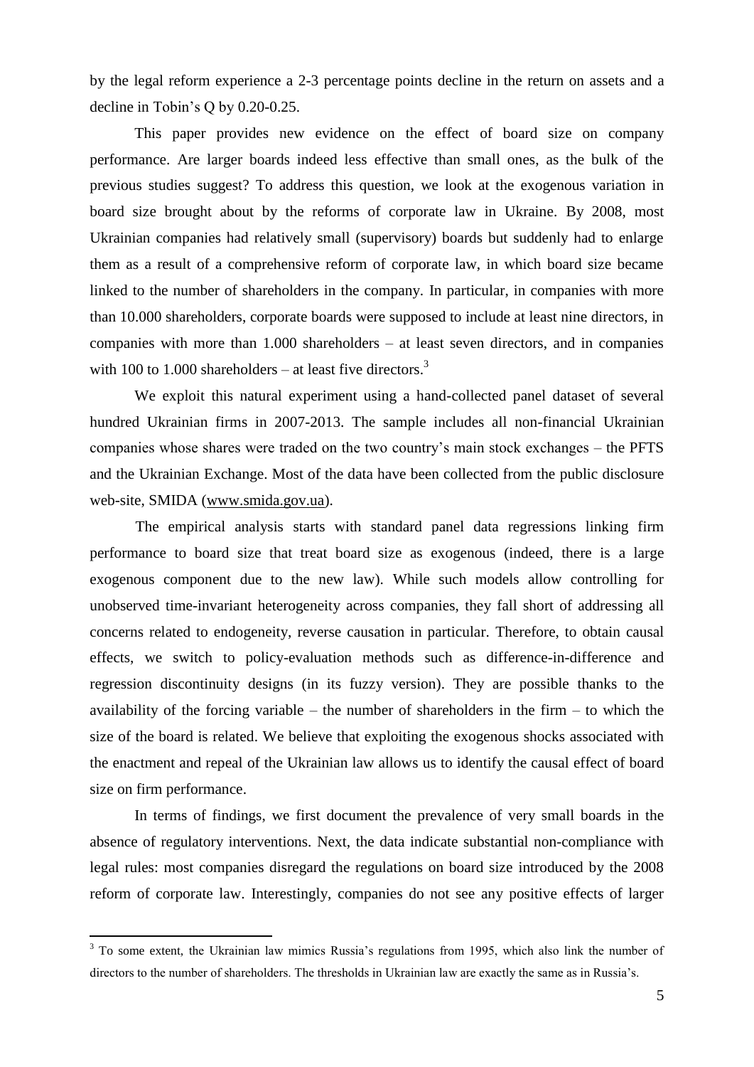by the legal reform experience a 2-3 percentage points decline in the return on assets and a decline in Tobin's Q by 0.20-0.25.

This paper provides new evidence on the effect of board size on company performance. Are larger boards indeed less effective than small ones, as the bulk of the previous studies suggest? To address this question, we look at the exogenous variation in board size brought about by the reforms of corporate law in Ukraine. By 2008, most Ukrainian companies had relatively small (supervisory) boards but suddenly had to enlarge them as a result of a comprehensive reform of corporate law, in which board size became linked to the number of shareholders in the company. In particular, in companies with more than 10.000 shareholders, corporate boards were supposed to include at least nine directors, in companies with more than 1.000 shareholders – at least seven directors, and in companies with 100 to 1.000 shareholders – at least five directors.[3]

We exploit this natural experiment using a hand-collected panel dataset of several hundred Ukrainian firms in 2007-2013. The sample includes all non-financial Ukrainian companies whose shares were traded on the two country's main stock exchanges – the PFTS and the Ukrainian Exchange. Most of the data have been collected from the public disclosure web-site, SMIDA (www.smida.gov.ua).

The empirical analysis starts with standard panel data regressions linking firm performance to board size that treat board size as exogenous (indeed, there is a large exogenous component due to the new law). While such models allow controlling for unobserved time-invariant heterogeneity across companies, they fall short of addressing all concerns related to endogeneity, reverse causation in particular. Therefore, to obtain causal effects, we switch to policy-evaluation methods such as difference-in-difference and regression discontinuity designs (in its fuzzy version). They are possible thanks to the availability of the forcing variable – the number of shareholders in the firm – to which the size of the board is related. We believe that exploiting the exogenous shocks associated with the enactment and repeal of the Ukrainian law allows us to identify the causal effect of board size on firm performance.

In terms of findings, we first document the prevalence of very small boards in the absence of regulatory interventions. Next, the data indicate substantial non-compliance with legal rules: most companies disregard the regulations on board size introduced by the 2008 reform of corporate law. Interestingly, companies do not see any positive effects of larger

[3] To some extent, the Ukrainian law mimics Russia's regulations from 1995, which also link the number of directors to the number of shareholders. The thresholds in Ukrainian law are exactly the same as in Russia's.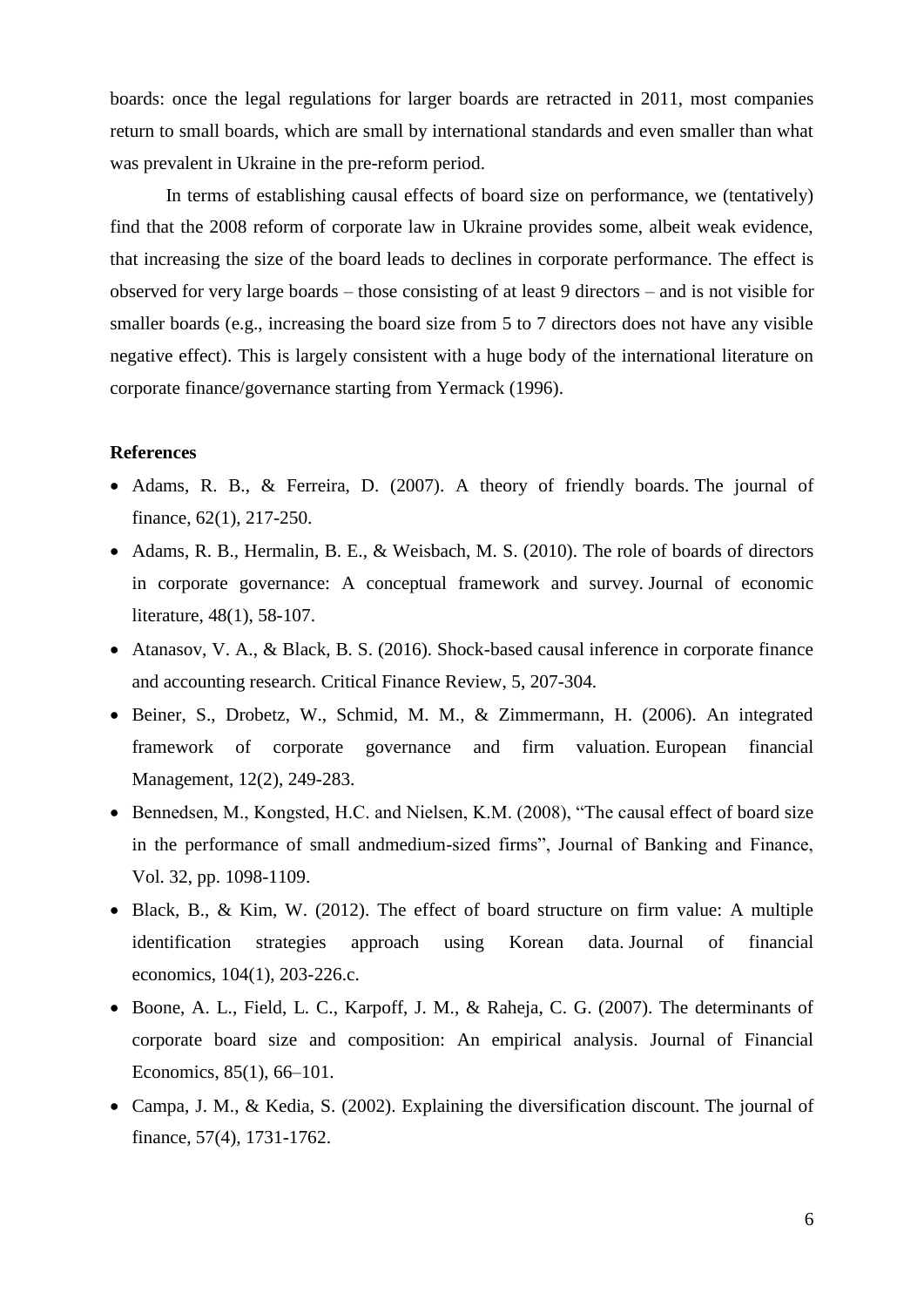boards: once the legal regulations for larger boards are retracted in 2011, most companies return to small boards, which are small by international standards and even smaller than what was prevalent in Ukraine in the pre-reform period.

In terms of establishing causal effects of board size on performance, we (tentatively) find that the 2008 reform of corporate law in Ukraine provides some, albeit weak evidence, that increasing the size of the board leads to declines in corporate performance. The effect is observed for very large boards – those consisting of at least 9 directors – and is not visible for smaller boards (e.g., increasing the board size from 5 to 7 directors does not have any visible negative effect). This is largely consistent with a huge body of the international literature on corporate finance/governance starting from Yermack (1996).

**References**

- Adams, R. B., & Ferreira, D. (2007). A theory of friendly boards. The journal of finance, 62(1), 217-250.
- Adams, R. B., Hermalin, B. E., & Weisbach, M. S. (2010). The role of boards of directors in corporate governance: A conceptual framework and survey. Journal of economic literature, 48(1), 58-107.
- Atanasov, V. A., & Black, B. S. (2016). Shock-based causal inference in corporate finance and accounting research. Critical Finance Review, 5, 207-304.
- Beiner, S., Drobetz, W., Schmid, M. M., & Zimmermann, H. (2006). An integrated framework of corporate governance and firm valuation. European financial Management, 12(2), 249-283.
- Bennedsen, M., Kongsted, H.C. and Nielsen, K.M. (2008), "The causal effect of board size in the performance of small andmedium-sized firms", Journal of Banking and Finance, Vol. 32, pp. 1098-1109.
- Black, B., & Kim, W. (2012). The effect of board structure on firm value: A multiple identification strategies approach using Korean data. Journal of financial economics, 104(1), 203-226.c.
- Boone, A. L., Field, L. C., Karpoff, J. M., & Raheja, C. G. (2007). The determinants of corporate board size and composition: An empirical analysis. Journal of Financial Economics, 85(1), 66–101.
- Campa, J. M., & Kedia, S. (2002). Explaining the diversification discount. The journal of finance, 57(4), 1731-1762.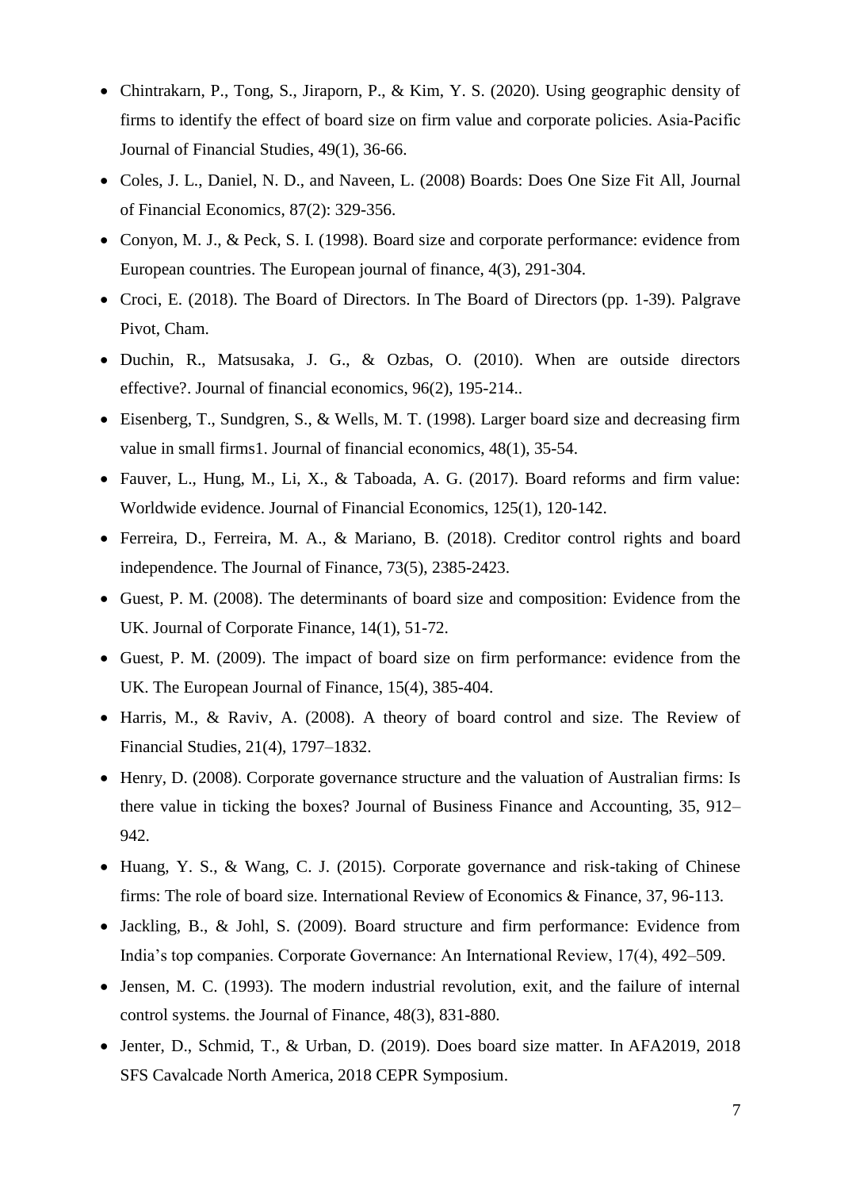- Chintrakarn, P., Tong, S., Jiraporn, P., & Kim, Y. S. (2020). Using geographic density of firms to identify the effect of board size on firm value and corporate policies. Asia-Pacific Journal of Financial Studies, 49(1), 36-66.
- Coles, J. L., Daniel, N. D., and Naveen, L. (2008) Boards: Does One Size Fit All, Journal of Financial Economics, 87(2): 329-356.
- Conyon, M. J., & Peck, S. I. (1998). Board size and corporate performance: evidence from European countries. The European journal of finance, 4(3), 291-304.
- Croci, E. (2018). The Board of Directors. In The Board of Directors (pp. 1-39). Palgrave Pivot, Cham.
- Duchin, R., Matsusaka, J. G., & Ozbas, O. (2010). When are outside directors effective?. Journal of financial economics, 96(2), 195-214..
- Eisenberg, T., Sundgren, S., & Wells, M. T. (1998). Larger board size and decreasing firm value in small firms1. Journal of financial economics, 48(1), 35-54.
- Fauver, L., Hung, M., Li, X., & Taboada, A. G. (2017). Board reforms and firm value: Worldwide evidence. Journal of Financial Economics, 125(1), 120-142.
- Ferreira, D., Ferreira, M. A., & Mariano, B. (2018). Creditor control rights and board independence. The Journal of Finance, 73(5), 2385-2423.
- Guest, P. M. (2008). The determinants of board size and composition: Evidence from the UK. Journal of Corporate Finance, 14(1), 51-72.
- Guest, P. M. (2009). The impact of board size on firm performance: evidence from the UK. The European Journal of Finance, 15(4), 385-404.
- Harris, M., & Raviv, A. (2008). A theory of board control and size. The Review of Financial Studies, 21(4), 1797–1832.
- Henry, D. (2008). Corporate governance structure and the valuation of Australian firms: Is there value in ticking the boxes? Journal of Business Finance and Accounting, 35, 912–942.
- Huang, Y. S., & Wang, C. J. (2015). Corporate governance and risk-taking of Chinese firms: The role of board size. International Review of Economics & Finance, 37, 96-113.
- Jackling, B., & Johl, S. (2009). Board structure and firm performance: Evidence from India's top companies. Corporate Governance: An International Review, 17(4), 492–509.
- Jensen, M. C. (1993). The modern industrial revolution, exit, and the failure of internal control systems. the Journal of Finance, 48(3), 831-880.
- Jenter, D., Schmid, T., & Urban, D. (2019). Does board size matter. In AFA2019, 2018 SFS Cavalcade North America, 2018 CEPR Symposium.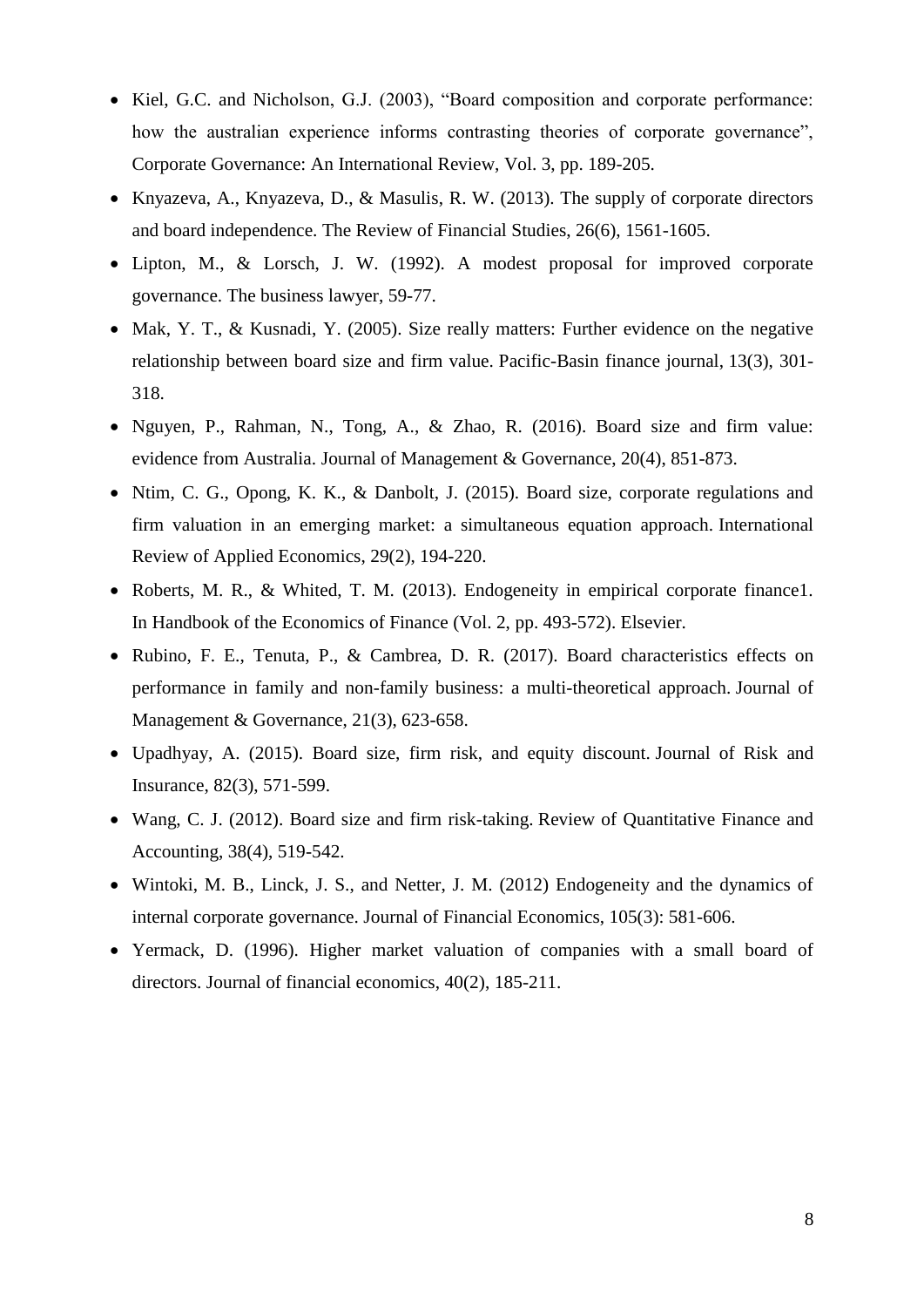- Kiel, G.C. and Nicholson, G.J. (2003), "Board composition and corporate performance: how the australian experience informs contrasting theories of corporate governance", Corporate Governance: An International Review, Vol. 3, pp. 189-205.
- Knyazeva, A., Knyazeva, D., & Masulis, R. W. (2013). The supply of corporate directors and board independence. The Review of Financial Studies, 26(6), 1561-1605.
- Lipton, M., & Lorsch, J. W. (1992). A modest proposal for improved corporate governance. The business lawyer, 59-77.
- Mak, Y. T., & Kusnadi, Y. (2005). Size really matters: Further evidence on the negative relationship between board size and firm value. Pacific-Basin finance journal, 13(3), 301-318.
- Nguyen, P., Rahman, N., Tong, A., & Zhao, R. (2016). Board size and firm value: evidence from Australia. Journal of Management & Governance, 20(4), 851-873.
- Ntim, C. G., Opong, K. K., & Danbolt, J. (2015). Board size, corporate regulations and firm valuation in an emerging market: a simultaneous equation approach. International Review of Applied Economics, 29(2), 194-220.
- Roberts, M. R., & Whited, T. M. (2013). Endogeneity in empirical corporate finance1. In Handbook of the Economics of Finance (Vol. 2, pp. 493-572). Elsevier.
- Rubino, F. E., Tenuta, P., & Cambrea, D. R. (2017). Board characteristics effects on performance in family and non-family business: a multi-theoretical approach. Journal of Management & Governance, 21(3), 623-658.
- Upadhyay, A. (2015). Board size, firm risk, and equity discount. Journal of Risk and Insurance, 82(3), 571-599.
- Wang, C. J. (2012). Board size and firm risk-taking. Review of Quantitative Finance and Accounting, 38(4), 519-542.
- Wintoki, M. B., Linck, J. S., and Netter, J. M. (2012) Endogeneity and the dynamics of internal corporate governance. Journal of Financial Economics, 105(3): 581-606.
- Yermack, D. (1996). Higher market valuation of companies with a small board of directors. Journal of financial economics, 40(2), 185-211.